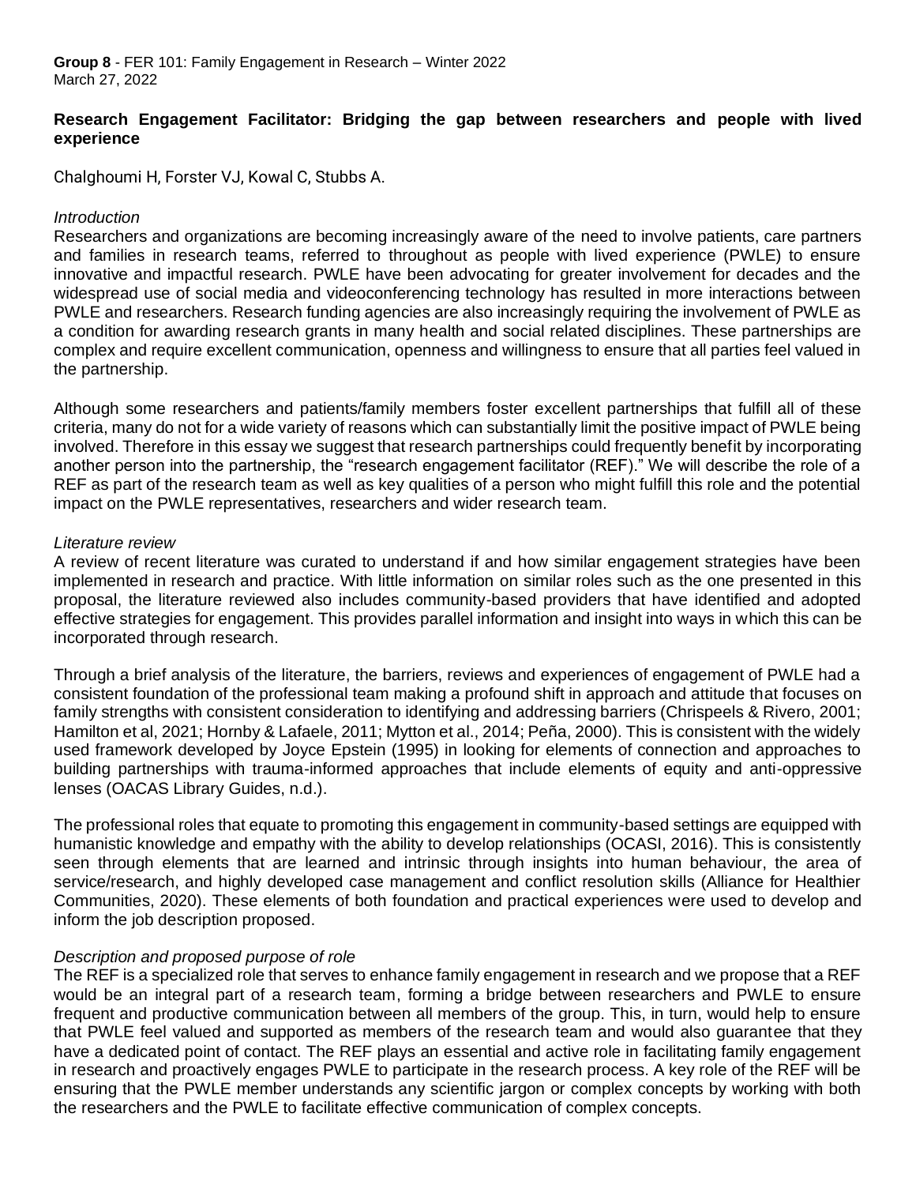**Group 8** - FER 101: Family Engagement in Research – Winter 2022
March 27, 2022

# Research Engagement Facilitator: Bridging the gap between researchers and people with lived experience

Chalghoumi H, Forster VJ, Kowal C, Stubbs A.

## *Introduction*

Researchers and organizations are becoming increasingly aware of the need to involve patients, care partners and families in research teams, referred to throughout as people with lived experience (PWLE) to ensure innovative and impactful research. PWLE have been advocating for greater involvement for decades and the widespread use of social media and videoconferencing technology has resulted in more interactions between PWLE and researchers. Research funding agencies are also increasingly requiring the involvement of PWLE as a condition for awarding research grants in many health and social related disciplines. These partnerships are complex and require excellent communication, openness and willingness to ensure that all parties feel valued in the partnership.

Although some researchers and patients/family members foster excellent partnerships that fulfill all of these criteria, many do not for a wide variety of reasons which can substantially limit the positive impact of PWLE being involved. Therefore in this essay we suggest that research partnerships could frequently benefit by incorporating another person into the partnership, the "research engagement facilitator (REF)." We will describe the role of a REF as part of the research team as well as key qualities of a person who might fulfill this role and the potential impact on the PWLE representatives, researchers and wider research team.

## *Literature review*

A review of recent literature was curated to understand if and how similar engagement strategies have been implemented in research and practice. With little information on similar roles such as the one presented in this proposal, the literature reviewed also includes community-based providers that have identified and adopted effective strategies for engagement. This provides parallel information and insight into ways in which this can be incorporated through research.

Through a brief analysis of the literature, the barriers, reviews and experiences of engagement of PWLE had a consistent foundation of the professional team making a profound shift in approach and attitude that focuses on family strengths with consistent consideration to identifying and addressing barriers (Chrispeels & Rivero, 2001; Hamilton et al, 2021; Hornby & Lafaele, 2011; Mytton et al., 2014; Peña, 2000). This is consistent with the widely used framework developed by Joyce Epstein (1995) in looking for elements of connection and approaches to building partnerships with trauma-informed approaches that include elements of equity and anti-oppressive lenses (OACAS Library Guides, n.d.).

The professional roles that equate to promoting this engagement in community-based settings are equipped with humanistic knowledge and empathy with the ability to develop relationships (OCASI, 2016). This is consistently seen through elements that are learned and intrinsic through insights into human behaviour, the area of service/research, and highly developed case management and conflict resolution skills (Alliance for Healthier Communities, 2020). These elements of both foundation and practical experiences were used to develop and inform the job description proposed.

## *Description and proposed purpose of role*

The REF is a specialized role that serves to enhance family engagement in research and we propose that a REF would be an integral part of a research team, forming a bridge between researchers and PWLE to ensure frequent and productive communication between all members of the group. This, in turn, would help to ensure that PWLE feel valued and supported as members of the research team and would also guarantee that they have a dedicated point of contact. The REF plays an essential and active role in facilitating family engagement in research and proactively engages PWLE to participate in the research process. A key role of the REF will be ensuring that the PWLE member understands any scientific jargon or complex concepts by working with both the researchers and the PWLE to facilitate effective communication of complex concepts.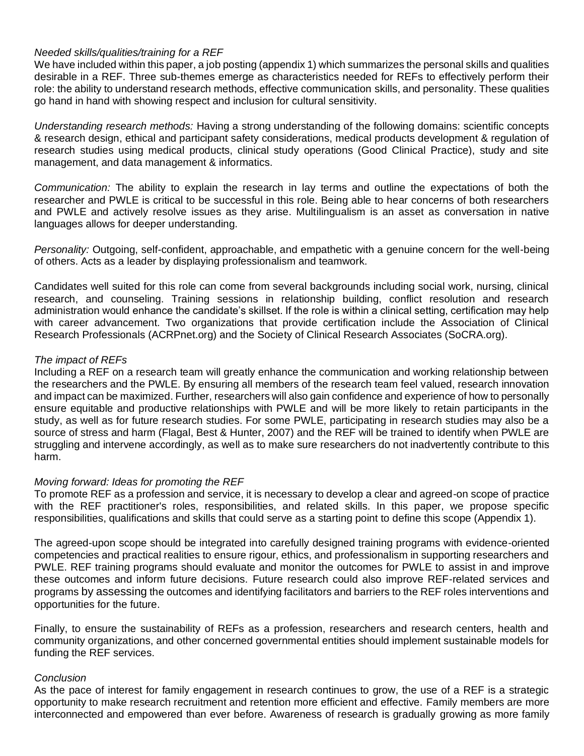### *Needed skills/qualities/training for a REF*

We have included within this paper, a job posting (appendix 1) which summarizes the personal skills and qualities desirable in a REF. Three sub-themes emerge as characteristics needed for REFs to effectively perform their role: the ability to understand research methods, effective communication skills, and personality. These qualities go hand in hand with showing respect and inclusion for cultural sensitivity.

*Understanding research methods:* Having a strong understanding of the following domains: scientific concepts & research design, ethical and participant safety considerations, medical products development & regulation of research studies using medical products, clinical study operations (Good Clinical Practice), study and site management, and data management & informatics.

*Communication:* The ability to explain the research in lay terms and outline the expectations of both the researcher and PWLE is critical to be successful in this role. Being able to hear concerns of both researchers and PWLE and actively resolve issues as they arise. Multilingualism is an asset as conversation in native languages allows for deeper understanding.

*Personality:* Outgoing, self-confident, approachable, and empathetic with a genuine concern for the well-being of others. Acts as a leader by displaying professionalism and teamwork.

Candidates well suited for this role can come from several backgrounds including social work, nursing, clinical research, and counseling. Training sessions in relationship building, conflict resolution and research administration would enhance the candidate's skillset. If the role is within a clinical setting, certification may help with career advancement. Two organizations that provide certification include the Association of Clinical Research Professionals (ACRPnet.org) and the Society of Clinical Research Associates (SoCRA.org).

### *The impact of REFs*

Including a REF on a research team will greatly enhance the communication and working relationship between the researchers and the PWLE. By ensuring all members of the research team feel valued, research innovation and impact can be maximized. Further, researchers will also gain confidence and experience of how to personally ensure equitable and productive relationships with PWLE and will be more likely to retain participants in the study, as well as for future research studies. For some PWLE, participating in research studies may also be a source of stress and harm (Flagal, Best & Hunter, 2007) and the REF will be trained to identify when PWLE are struggling and intervene accordingly, as well as to make sure researchers do not inadvertently contribute to this harm.

### *Moving forward: Ideas for promoting the REF*

To promote REF as a profession and service, it is necessary to develop a clear and agreed-on scope of practice with the REF practitioner's roles, responsibilities, and related skills. In this paper, we propose specific responsibilities, qualifications and skills that could serve as a starting point to define this scope (Appendix 1).

The agreed-upon scope should be integrated into carefully designed training programs with evidence-oriented competencies and practical realities to ensure rigour, ethics, and professionalism in supporting researchers and PWLE. REF training programs should evaluate and monitor the outcomes for PWLE to assist in and improve these outcomes and inform future decisions. Future research could also improve REF-related services and programs by assessing the outcomes and identifying facilitators and barriers to the REF roles interventions and opportunities for the future.

Finally, to ensure the sustainability of REFs as a profession, researchers and research centers, health and community organizations, and other concerned governmental entities should implement sustainable models for funding the REF services.

### *Conclusion*

As the pace of interest for family engagement in research continues to grow, the use of a REF is a strategic opportunity to make research recruitment and retention more efficient and effective. Family members are more interconnected and empowered than ever before. Awareness of research is gradually growing as more family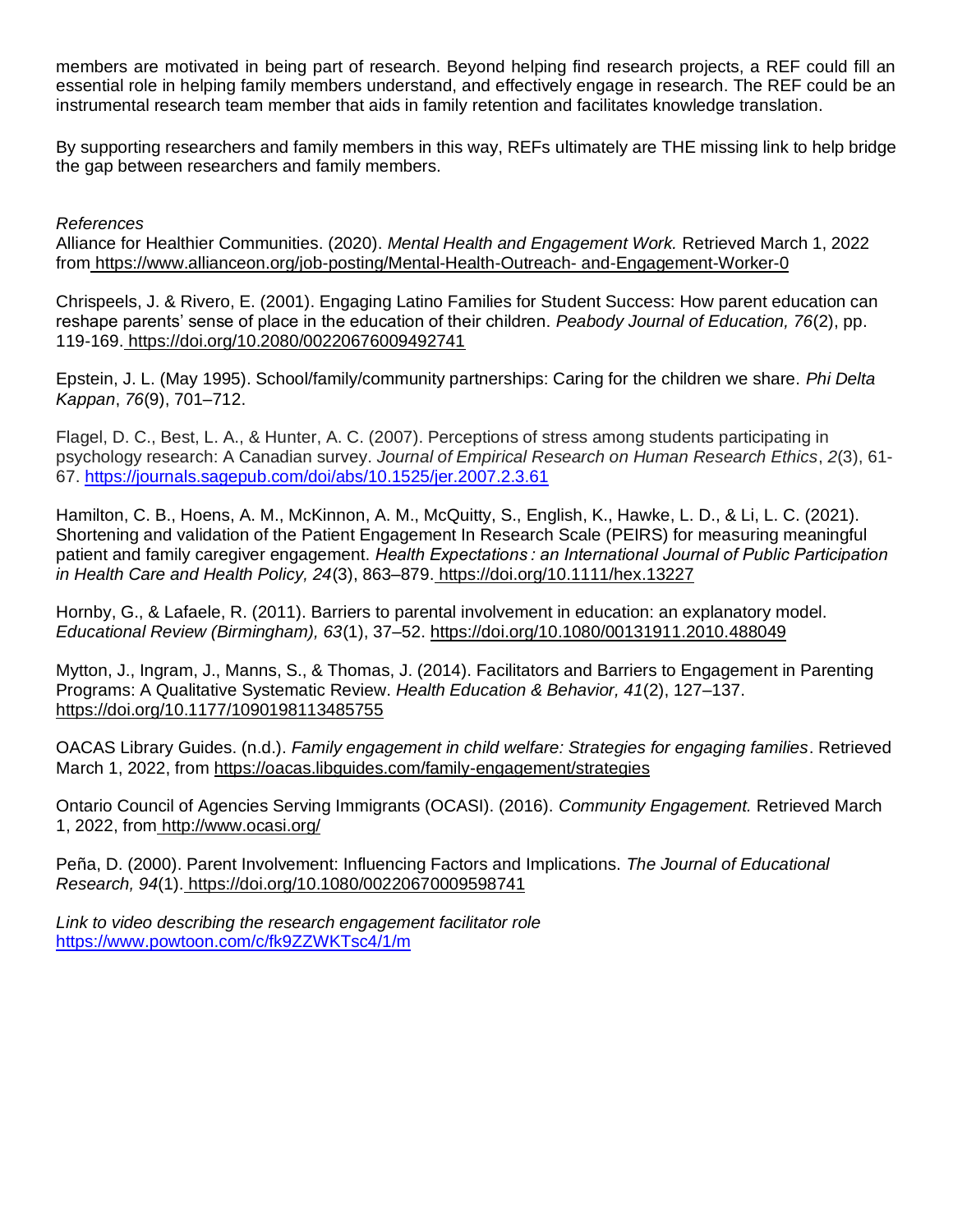members are motivated in being part of research. Beyond helping find research projects, a REF could fill an essential role in helping family members understand, and effectively engage in research. The REF could be an instrumental research team member that aids in family retention and facilitates knowledge translation.

By supporting researchers and family members in this way, REFs ultimately are THE missing link to help bridge the gap between researchers and family members.

*References*

Alliance for Healthier Communities. (2020). *Mental Health and Engagement Work.* Retrieved March 1, 2022 from https://www.allianceon.org/job-posting/Mental-Health-Outreach- and-Engagement-Worker-0

Chrispeels, J. & Rivero, E. (2001). Engaging Latino Families for Student Success: How parent education can reshape parents' sense of place in the education of their children. *Peabody Journal of Education, 76*(2), pp. 119-169. https://doi.org/10.2080/00220676009492741

Epstein, J. L. (May 1995). School/family/community partnerships: Caring for the children we share. *Phi Delta Kappan*, *76*(9), 701–712.

Flagel, D. C., Best, L. A., & Hunter, A. C. (2007). Perceptions of stress among students participating in psychology research: A Canadian survey. *Journal of Empirical Research on Human Research Ethics*, *2*(3), 61-67. https://journals.sagepub.com/doi/abs/10.1525/jer.2007.2.3.61

Hamilton, C. B., Hoens, A. M., McKinnon, A. M., McQuitty, S., English, K., Hawke, L. D., & Li, L. C. (2021). Shortening and validation of the Patient Engagement In Research Scale (PEIRS) for measuring meaningful patient and family caregiver engagement. *Health Expectations : an International Journal of Public Participation in Health Care and Health Policy, 24*(3), 863–879. https://doi.org/10.1111/hex.13227

Hornby, G., & Lafaele, R. (2011). Barriers to parental involvement in education: an explanatory model. *Educational Review (Birmingham), 63*(1), 37–52. https://doi.org/10.1080/00131911.2010.488049

Mytton, J., Ingram, J., Manns, S., & Thomas, J. (2014). Facilitators and Barriers to Engagement in Parenting Programs: A Qualitative Systematic Review. *Health Education & Behavior, 41*(2), 127–137. https://doi.org/10.1177/1090198113485755

OACAS Library Guides. (n.d.). *Family engagement in child welfare: Strategies for engaging families*. Retrieved March 1, 2022, from https://oacas.libguides.com/family-engagement/strategies

Ontario Council of Agencies Serving Immigrants (OCASI). (2016). *Community Engagement.* Retrieved March 1, 2022, from http://www.ocasi.org/

Peña, D. (2000). Parent Involvement: Influencing Factors and Implications. *The Journal of Educational Research, 94*(1). https://doi.org/10.1080/00220670009598741

*Link to video describing the research engagement facilitator role*
https://www.powtoon.com/c/fk9ZZWKTsc4/1/m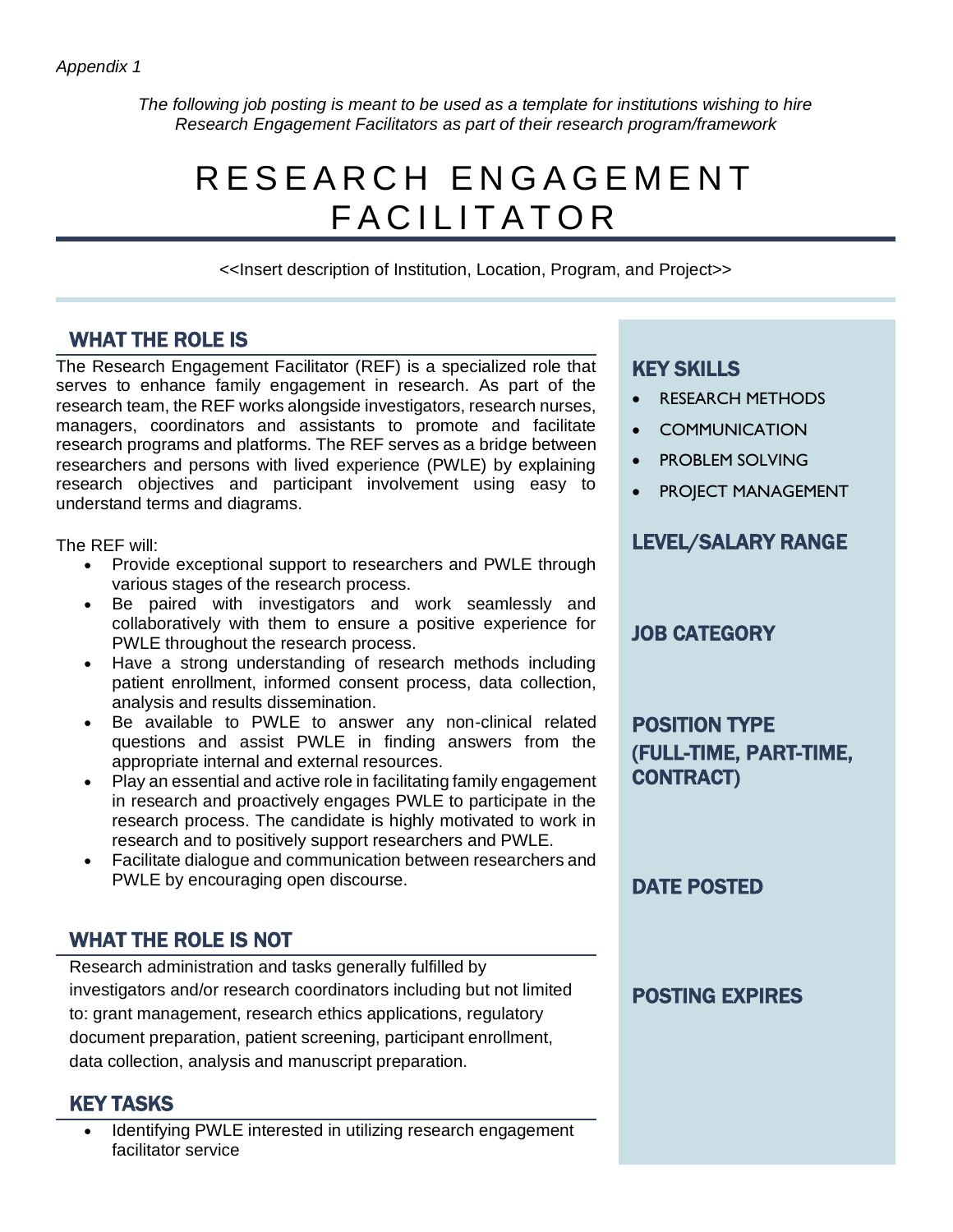*Appendix 1*

*The following job posting is meant to be used as a template for institutions wishing to hire Research Engagement Facilitators as part of their research program/framework*

# RESEARCH ENGAGEMENT FACILITATOR

<<Insert description of Institution, Location, Program, and Project>>

## WHAT THE ROLE IS

The Research Engagement Facilitator (REF) is a specialized role that serves to enhance family engagement in research. As part of the research team, the REF works alongside investigators, research nurses, managers, coordinators and assistants to promote and facilitate research programs and platforms. The REF serves as a bridge between researchers and persons with lived experience (PWLE) by explaining research objectives and participant involvement using easy to understand terms and diagrams.

The REF will:

- Provide exceptional support to researchers and PWLE through various stages of the research process.
- Be paired with investigators and work seamlessly and collaboratively with them to ensure a positive experience for PWLE throughout the research process.
- Have a strong understanding of research methods including patient enrollment, informed consent process, data collection, analysis and results dissemination.
- Be available to PWLE to answer any non-clinical related questions and assist PWLE in finding answers from the appropriate internal and external resources.
- Play an essential and active role in facilitating family engagement in research and proactively engages PWLE to participate in the research process. The candidate is highly motivated to work in research and to positively support researchers and PWLE.
- Facilitate dialogue and communication between researchers and PWLE by encouraging open discourse.

## WHAT THE ROLE IS NOT

Research administration and tasks generally fulfilled by investigators and/or research coordinators including but not limited to: grant management, research ethics applications, regulatory document preparation, patient screening, participant enrollment, data collection, analysis and manuscript preparation.

## KEY TASKS

- Identifying PWLE interested in utilizing research engagement facilitator service

## KEY SKILLS

- RESEARCH METHODS
- COMMUNICATION
- PROBLEM SOLVING
- PROJECT MANAGEMENT

## LEVEL/SALARY RANGE

## JOB CATEGORY

## POSITION TYPE (FULL-TIME, PART-TIME, CONTRACT)

## DATE POSTED

## POSTING EXPIRES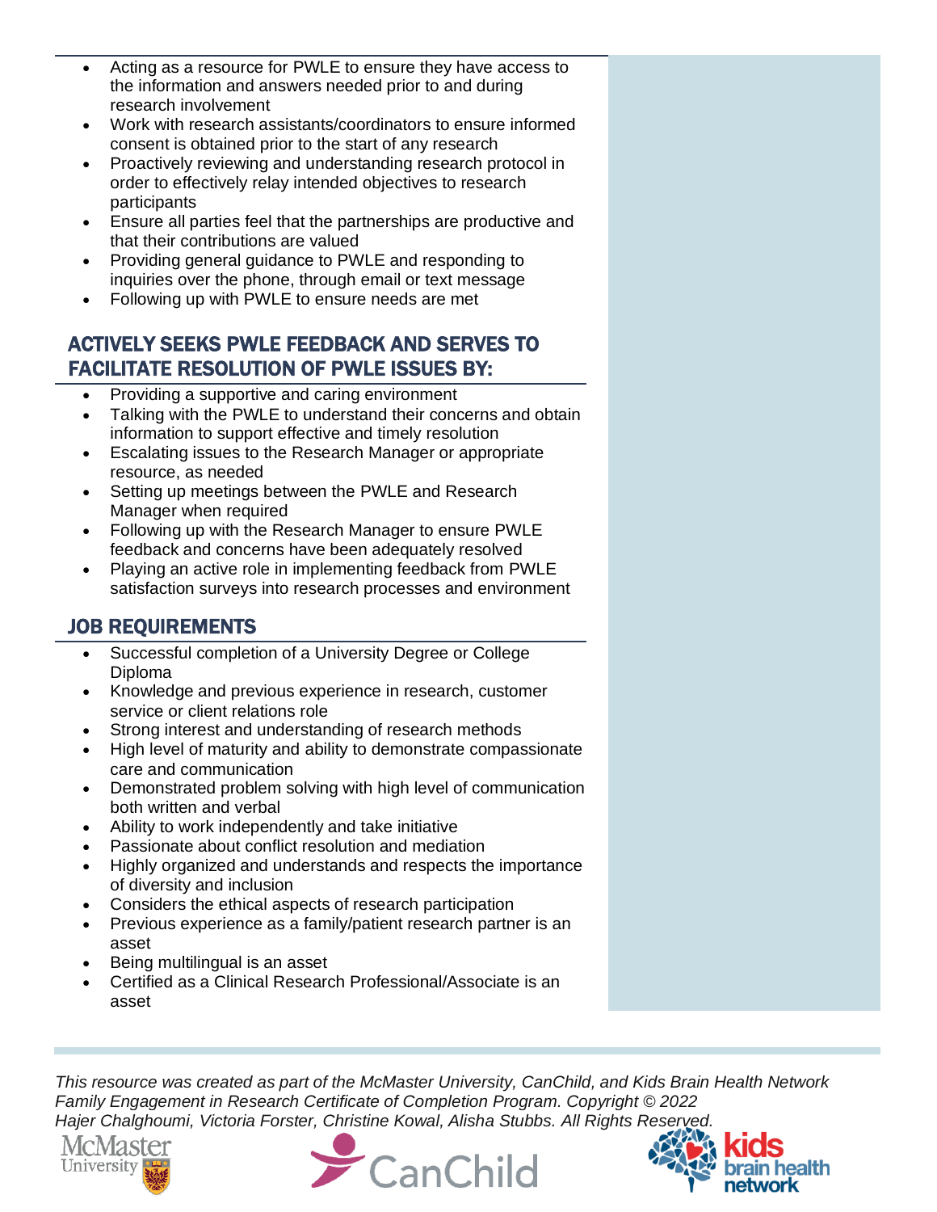- Acting as a resource for PWLE to ensure they have access to the information and answers needed prior to and during research involvement
- Work with research assistants/coordinators to ensure informed consent is obtained prior to the start of any research
- Proactively reviewing and understanding research protocol in order to effectively relay intended objectives to research participants
- Ensure all parties feel that the partnerships are productive and that their contributions are valued
- Providing general guidance to PWLE and responding to inquiries over the phone, through email or text message
- Following up with PWLE to ensure needs are met

## ACTIVELY SEEKS PWLE FEEDBACK AND SERVES TO FACILITATE RESOLUTION OF PWLE ISSUES BY:

- Providing a supportive and caring environment
- Talking with the PWLE to understand their concerns and obtain information to support effective and timely resolution
- Escalating issues to the Research Manager or appropriate resource, as needed
- Setting up meetings between the PWLE and Research Manager when required
- Following up with the Research Manager to ensure PWLE feedback and concerns have been adequately resolved
- Playing an active role in implementing feedback from PWLE satisfaction surveys into research processes and environment

## JOB REQUIREMENTS

- Successful completion of a University Degree or College Diploma
- Knowledge and previous experience in research, customer service or client relations role
- Strong interest and understanding of research methods
- High level of maturity and ability to demonstrate compassionate care and communication
- Demonstrated problem solving with high level of communication both written and verbal
- Ability to work independently and take initiative
- Passionate about conflict resolution and mediation
- Highly organized and understands and respects the importance of diversity and inclusion
- Considers the ethical aspects of research participation
- Previous experience as a family/patient research partner is an asset
- Being multilingual is an asset
- Certified as a Clinical Research Professional/Associate is an asset

*This resource was created as part of the McMaster University, CanChild, and Kids Brain Health Network Family Engagement in Research Certificate of Completion Program. Copyright © 2022 Hajer Chalghoumi, Victoria Forster, Christine Kowal, Alisha Stubbs. All Rights Reserved.*